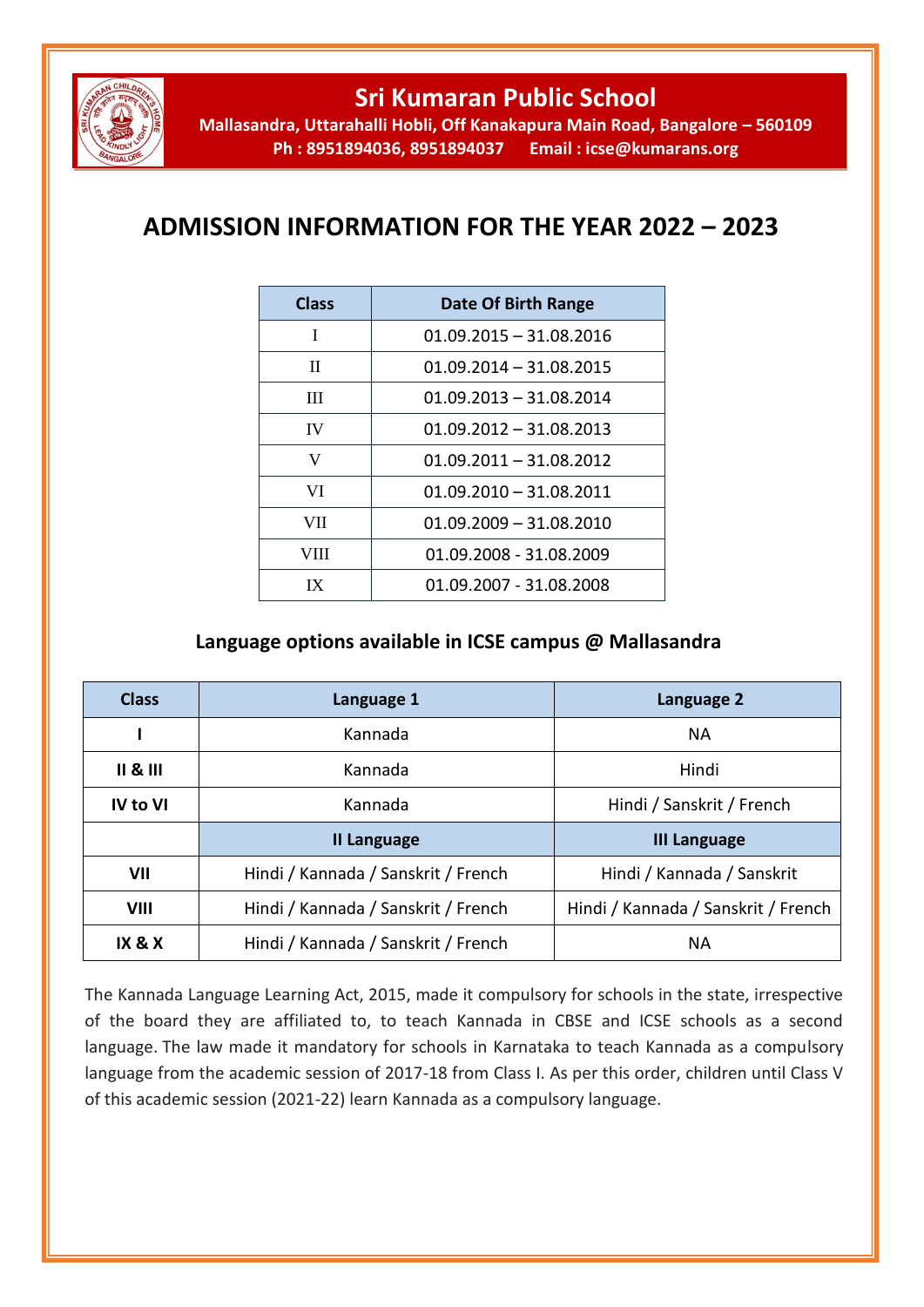# Sri Kumaran Public School

**Mallasandra, Uttarahalli Hobli, Off Kanakapura Main Road, Bangalore – 560109**
**Ph : 8951894036, 8951894037 Email : icse@kumarans.org**

## ADMISSION INFORMATION FOR THE YEAR 2022 – 2023

| Class | Date Of Birth Range |
|---|---|
| I | 01.09.2015 – 31.08.2016 |
| II | 01.09.2014 – 31.08.2015 |
| III | 01.09.2013 – 31.08.2014 |
| IV | 01.09.2012 – 31.08.2013 |
| V | 01.09.2011 – 31.08.2012 |
| VI | 01.09.2010 – 31.08.2011 |
| VII | 01.09.2009 – 31.08.2010 |
| VIII | 01.09.2008 - 31.08.2009 |
| IX | 01.09.2007 - 31.08.2008 |

### Language options available in ICSE campus @ Mallasandra

| Class | Language 1 | Language 2 |
|---|---|---|
| **I** | Kannada | NA |
| **II & III** | Kannada | Hindi |
| **IV to VI** | Kannada | Hindi / Sanskrit / French |
| | **II Language** | **III Language** |
| **VII** | Hindi / Kannada / Sanskrit / French | Hindi / Kannada / Sanskrit |
| **VIII** | Hindi / Kannada / Sanskrit / French | Hindi / Kannada / Sanskrit / French |
| **IX & X** | Hindi / Kannada / Sanskrit / French | NA |

The Kannada Language Learning Act, 2015, made it compulsory for schools in the state, irrespective of the board they are affiliated to, to teach Kannada in CBSE and ICSE schools as a second language. The law made it mandatory for schools in Karnataka to teach Kannada as a compulsory language from the academic session of 2017-18 from Class I. As per this order, children until Class V of this academic session (2021-22) learn Kannada as a compulsory language.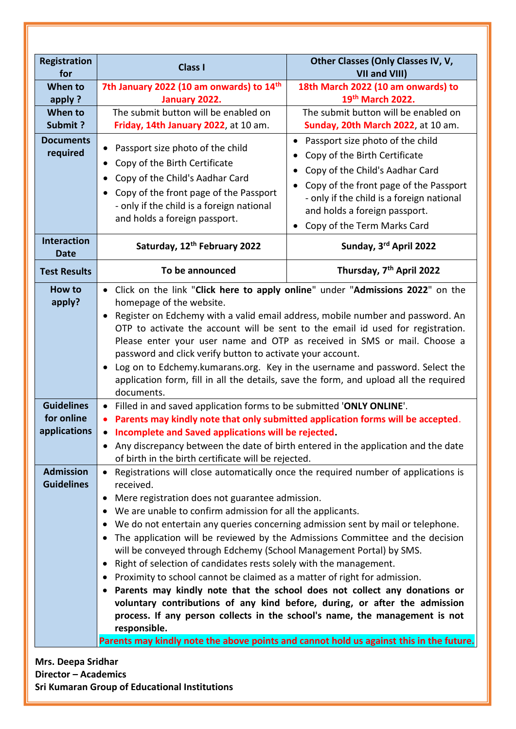| Registration for | Class I | Other Classes (Only Classes IV, V, VII and VIII) |
|---|---|---|
| When to apply ? | **7th January 2022 (10 am onwards) to 14th January 2022.** | **18th March 2022 (10 am onwards) to 19th March 2022.** |
| When to Submit ? | The submit button will be enabled on **Friday, 14th January 2022**, at 10 am. | The submit button will be enabled on **Sunday, 20th March 2022**, at 10 am. |
| Documents required | • Passport size photo of the child<br>• Copy of the Birth Certificate<br>• Copy of the Child's Aadhar Card<br>• Copy of the front page of the Passport - only if the child is a foreign national and holds a foreign passport. | • Passport size photo of the child<br>• Copy of the Birth Certificate<br>• Copy of the Child's Aadhar Card<br>• Copy of the front page of the Passport - only if the child is a foreign national and holds a foreign passport.<br>• Copy of the Term Marks Card |
| Interaction Date | **Saturday, 12th February 2022** | **Sunday, 3rd April 2022** |
| Test Results | **To be announced** | **Thursday, 7th April 2022** |
| How to apply? | • Click on the link "**Click here to apply online**" under "**Admissions 2022**" on the homepage of the website.<br>• Register on Edchemy with a valid email address, mobile number and password. An OTP to activate the account will be sent to the email id used for registration. Please enter your user name and OTP as received in SMS or mail. Choose a password and click verify button to activate your account.<br>• Log on to Edchemy.kumarans.org. Key in the username and password. Select the application form, fill in all the details, save the form, and upload all the required documents. | |
| Guidelines for online applications | • Filled in and saved application forms to be submitted '**ONLY ONLINE**'.<br>• **Parents may kindly note that only submitted application forms will be accepted**.<br>• **Incomplete and Saved applications will be rejected.**<br>• Any discrepancy between the date of birth entered in the application and the date of birth in the birth certificate will be rejected. | |
| Admission Guidelines | • Registrations will close automatically once the required number of applications is received.<br>• Mere registration does not guarantee admission.<br>• We are unable to confirm admission for all the applicants.<br>• We do not entertain any queries concerning admission sent by mail or telephone.<br>• The application will be reviewed by the Admissions Committee and the decision will be conveyed through Edchemy (School Management Portal) by SMS.<br>• Right of selection of candidates rests solely with the management.<br>• Proximity to school cannot be claimed as a matter of right for admission.<br>• **Parents may kindly note that the school does not collect any donations or voluntary contributions of any kind before, during, or after the admission process. If any person collects in the school's name, the management is not responsible.**<br>**Parents may kindly note the above points and cannot hold us against this in the future.** | |

**Mrs. Deepa Sridhar**
**Director – Academics**
**Sri Kumaran Group of Educational Institutions**